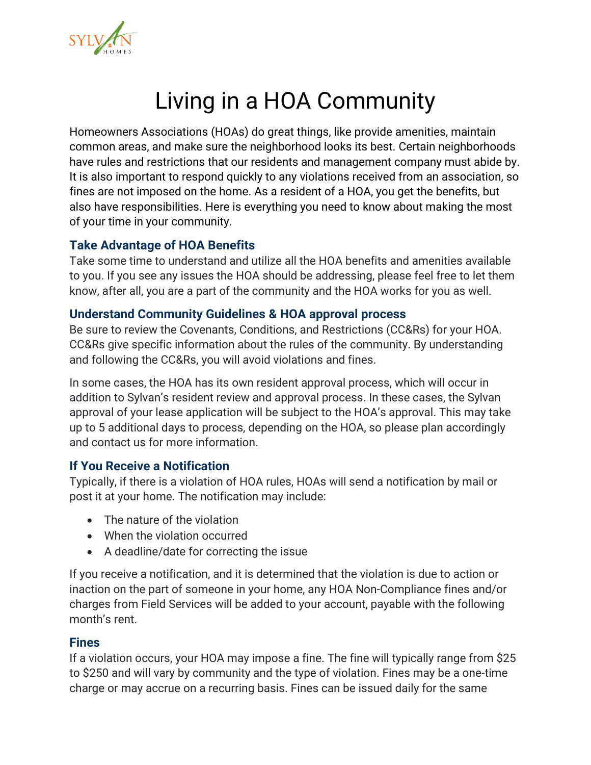# Living in a HOA Community

Homeowners Associations (HOAs) do great things, like provide amenities, maintain common areas, and make sure the neighborhood looks its best. Certain neighborhoods have rules and restrictions that our residents and management company must abide by. It is also important to respond quickly to any violations received from an association, so fines are not imposed on the home. As a resident of a HOA, you get the benefits, but also have responsibilities. Here is everything you need to know about making the most of your time in your community.

### Take Advantage of HOA Benefits

Take some time to understand and utilize all the HOA benefits and amenities available to you. If you see any issues the HOA should be addressing, please feel free to let them know, after all, you are a part of the community and the HOA works for you as well.

### Understand Community Guidelines & HOA approval process

Be sure to review the Covenants, Conditions, and Restrictions (CC&Rs) for your HOA. CC&Rs give specific information about the rules of the community. By understanding and following the CC&Rs, you will avoid violations and fines.

In some cases, the HOA has its own resident approval process, which will occur in addition to Sylvan's resident review and approval process. In these cases, the Sylvan approval of your lease application will be subject to the HOA's approval. This may take up to 5 additional days to process, depending on the HOA, so please plan accordingly and contact us for more information.

### If You Receive a Notification

Typically, if there is a violation of HOA rules, HOAs will send a notification by mail or post it at your home. The notification may include:

- The nature of the violation
- When the violation occurred
- A deadline/date for correcting the issue

If you receive a notification, and it is determined that the violation is due to action or inaction on the part of someone in your home, any HOA Non-Compliance fines and/or charges from Field Services will be added to your account, payable with the following month's rent.

### Fines

If a violation occurs, your HOA may impose a fine. The fine will typically range from $25 to $250 and will vary by community and the type of violation. Fines may be a one-time charge or may accrue on a recurring basis. Fines can be issued daily for the same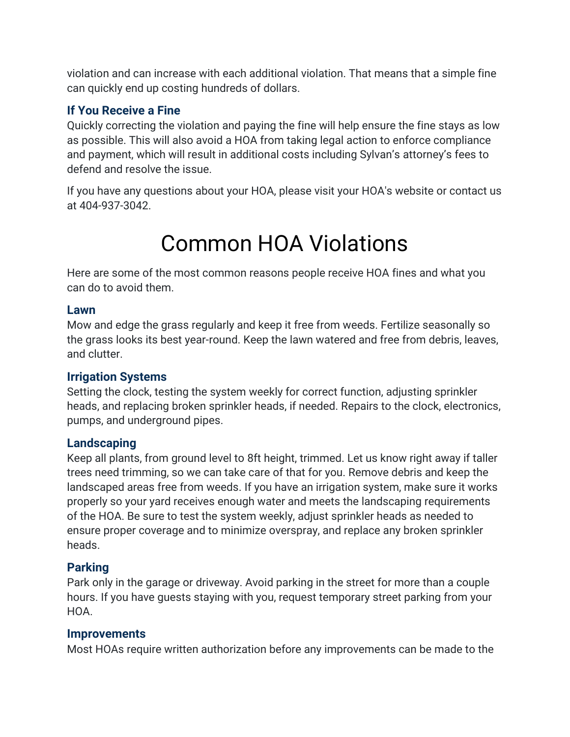violation and can increase with each additional violation. That means that a simple fine can quickly end up costing hundreds of dollars.

### If You Receive a Fine

Quickly correcting the violation and paying the fine will help ensure the fine stays as low as possible. This will also avoid a HOA from taking legal action to enforce compliance and payment, which will result in additional costs including Sylvan's attorney's fees to defend and resolve the issue.

If you have any questions about your HOA, please visit your HOA's website or contact us at 404-937-3042.

# Common HOA Violations

Here are some of the most common reasons people receive HOA fines and what you can do to avoid them.

### Lawn

Mow and edge the grass regularly and keep it free from weeds. Fertilize seasonally so the grass looks its best year-round. Keep the lawn watered and free from debris, leaves, and clutter.

### Irrigation Systems

Setting the clock, testing the system weekly for correct function, adjusting sprinkler heads, and replacing broken sprinkler heads, if needed. Repairs to the clock, electronics, pumps, and underground pipes.

### Landscaping

Keep all plants, from ground level to 8ft height, trimmed. Let us know right away if taller trees need trimming, so we can take care of that for you. Remove debris and keep the landscaped areas free from weeds. If you have an irrigation system, make sure it works properly so your yard receives enough water and meets the landscaping requirements of the HOA. Be sure to test the system weekly, adjust sprinkler heads as needed to ensure proper coverage and to minimize overspray, and replace any broken sprinkler heads.

### Parking

Park only in the garage or driveway. Avoid parking in the street for more than a couple hours. If you have guests staying with you, request temporary street parking from your HOA.

### Improvements

Most HOAs require written authorization before any improvements can be made to the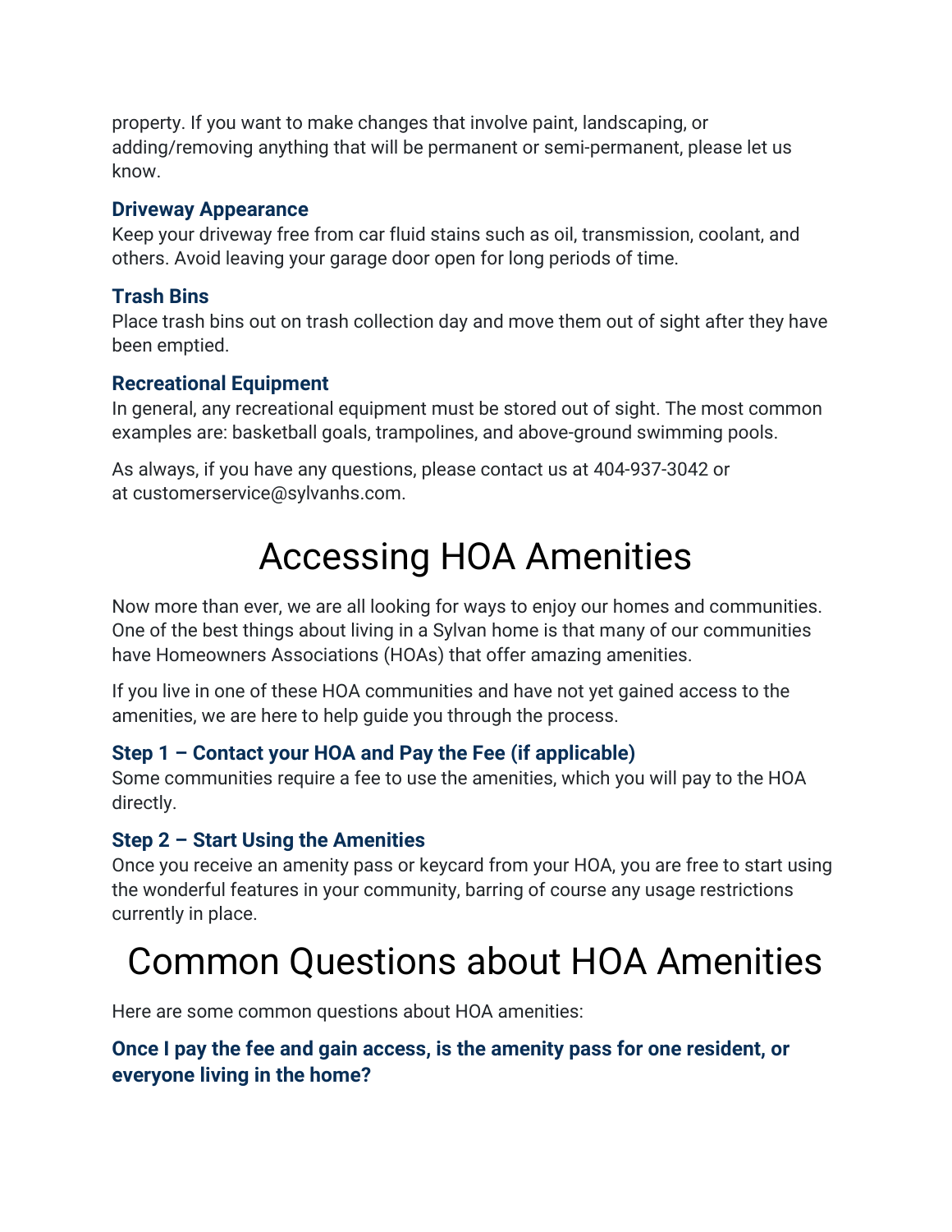property. If you want to make changes that involve paint, landscaping, or adding/removing anything that will be permanent or semi-permanent, please let us know.

### Driveway Appearance

Keep your driveway free from car fluid stains such as oil, transmission, coolant, and others. Avoid leaving your garage door open for long periods of time.

### Trash Bins

Place trash bins out on trash collection day and move them out of sight after they have been emptied.

### Recreational Equipment

In general, any recreational equipment must be stored out of sight. The most common examples are: basketball goals, trampolines, and above-ground swimming pools.

As always, if you have any questions, please contact us at 404-937-3042 or at customerservice@sylvanhs.com.

# Accessing HOA Amenities

Now more than ever, we are all looking for ways to enjoy our homes and communities. One of the best things about living in a Sylvan home is that many of our communities have Homeowners Associations (HOAs) that offer amazing amenities.

If you live in one of these HOA communities and have not yet gained access to the amenities, we are here to help guide you through the process.

### Step 1 – Contact your HOA and Pay the Fee (if applicable)

Some communities require a fee to use the amenities, which you will pay to the HOA directly.

### Step 2 – Start Using the Amenities

Once you receive an amenity pass or keycard from your HOA, you are free to start using the wonderful features in your community, barring of course any usage restrictions currently in place.

# Common Questions about HOA Amenities

Here are some common questions about HOA amenities:

### Once I pay the fee and gain access, is the amenity pass for one resident, or everyone living in the home?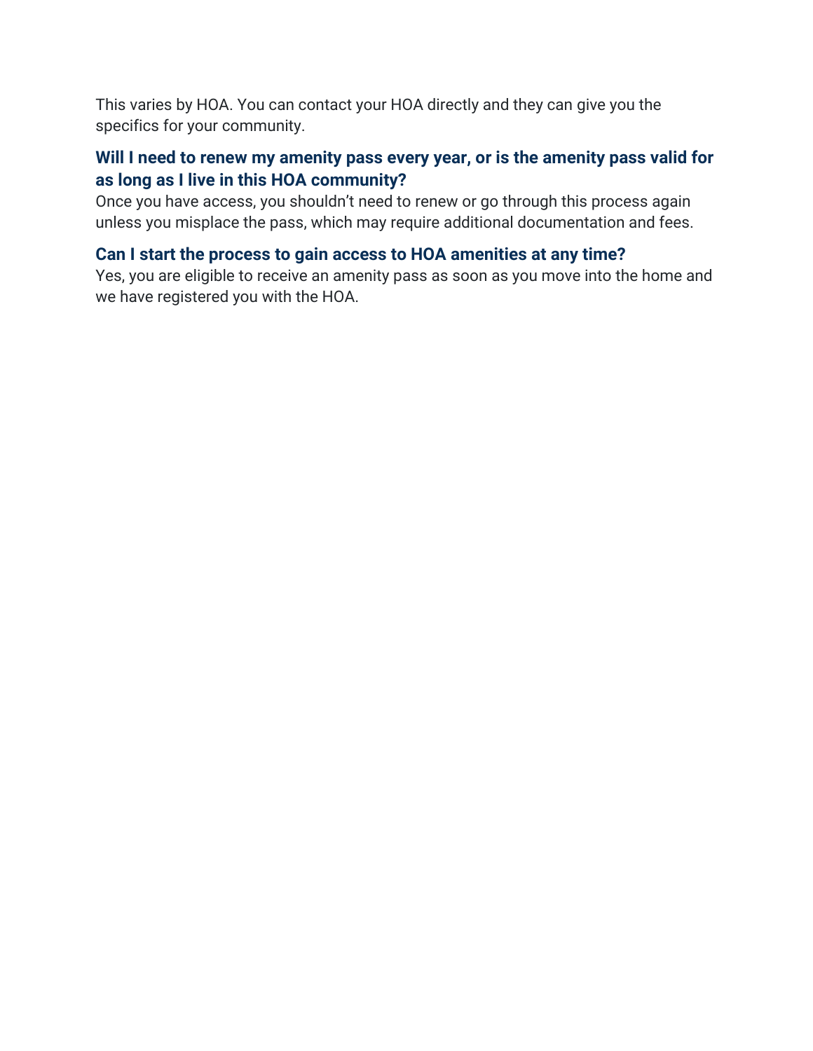This varies by HOA. You can contact your HOA directly and they can give you the specifics for your community.

### Will I need to renew my amenity pass every year, or is the amenity pass valid for as long as I live in this HOA community?

Once you have access, you shouldn't need to renew or go through this process again unless you misplace the pass, which may require additional documentation and fees.

### Can I start the process to gain access to HOA amenities at any time?

Yes, you are eligible to receive an amenity pass as soon as you move into the home and we have registered you with the HOA.